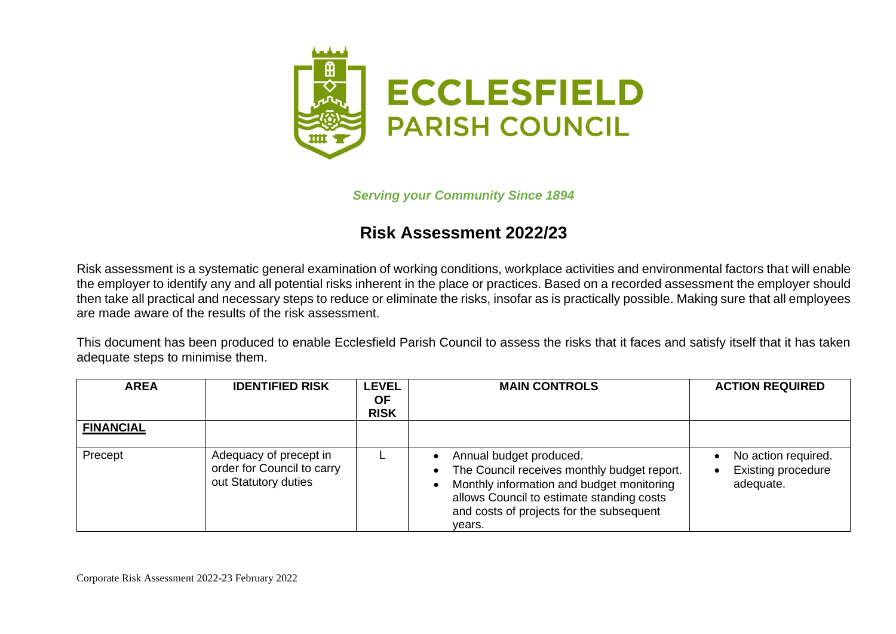# ECCLESFIELD PARISH COUNCIL

*Serving your Community Since 1894*

## Risk Assessment 2022/23

Risk assessment is a systematic general examination of working conditions, workplace activities and environmental factors that will enable the employer to identify any and all potential risks inherent in the place or practices. Based on a recorded assessment the employer should then take all practical and necessary steps to reduce or eliminate the risks, insofar as is practically possible. Making sure that all employees are made aware of the results of the risk assessment.

This document has been produced to enable Ecclesfield Parish Council to assess the risks that it faces and satisfy itself that it has taken adequate steps to minimise them.

| AREA | IDENTIFIED RISK | LEVEL OF RISK | MAIN CONTROLS | ACTION REQUIRED |
|---|---|---|---|---|
| **FINANCIAL** | | | | |
| Precept | Adequacy of precept in order for Council to carry out Statutory duties | L | • Annual budget produced.<br>• The Council receives monthly budget report.<br>• Monthly information and budget monitoring allows Council to estimate standing costs and costs of projects for the subsequent years. | • No action required.<br>• Existing procedure adequate. |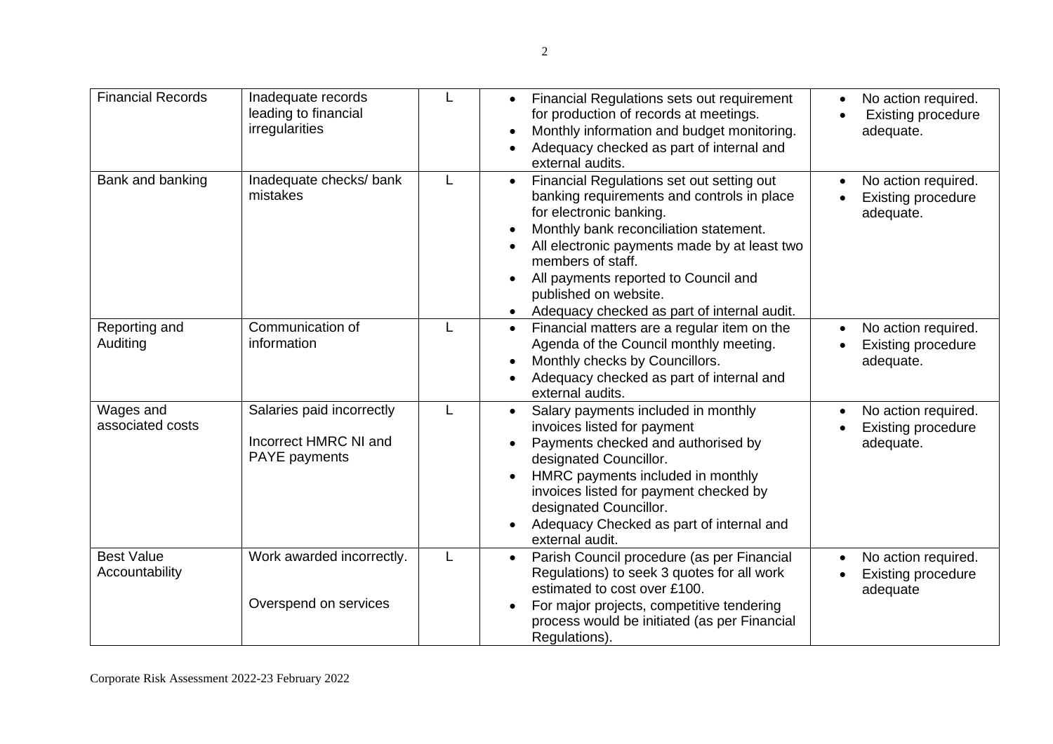| Financial Records | Inadequate records leading to financial irregularities | L | • Financial Regulations sets out requirement for production of records at meetings.<br>• Monthly information and budget monitoring.<br>• Adequacy checked as part of internal and external audits. | • No action required.<br>• Existing procedure adequate. |
|---|---|---|---|---|
| Bank and banking | Inadequate checks/ bank mistakes | L | • Financial Regulations set out setting out banking requirements and controls in place for electronic banking.<br>• Monthly bank reconciliation statement.<br>• All electronic payments made by at least two members of staff.<br>• All payments reported to Council and published on website.<br>• Adequacy checked as part of internal audit. | • No action required.<br>• Existing procedure adequate. |
| Reporting and Auditing | Communication of information | L | • Financial matters are a regular item on the Agenda of the Council monthly meeting.<br>• Monthly checks by Councillors.<br>• Adequacy checked as part of internal and external audits. | • No action required.<br>• Existing procedure adequate. |
| Wages and associated costs | Salaries paid incorrectly<br><br>Incorrect HMRC NI and PAYE payments | L | • Salary payments included in monthly invoices listed for payment<br>• Payments checked and authorised by designated Councillor.<br>• HMRC payments included in monthly invoices listed for payment checked by designated Councillor.<br>• Adequacy Checked as part of internal and external audit. | • No action required.<br>• Existing procedure adequate. |
| Best Value Accountability | Work awarded incorrectly.<br><br>Overspend on services | L | • Parish Council procedure (as per Financial Regulations) to seek 3 quotes for all work estimated to cost over £100.<br>• For major projects, competitive tendering process would be initiated (as per Financial Regulations). | • No action required.<br>• Existing procedure adequate |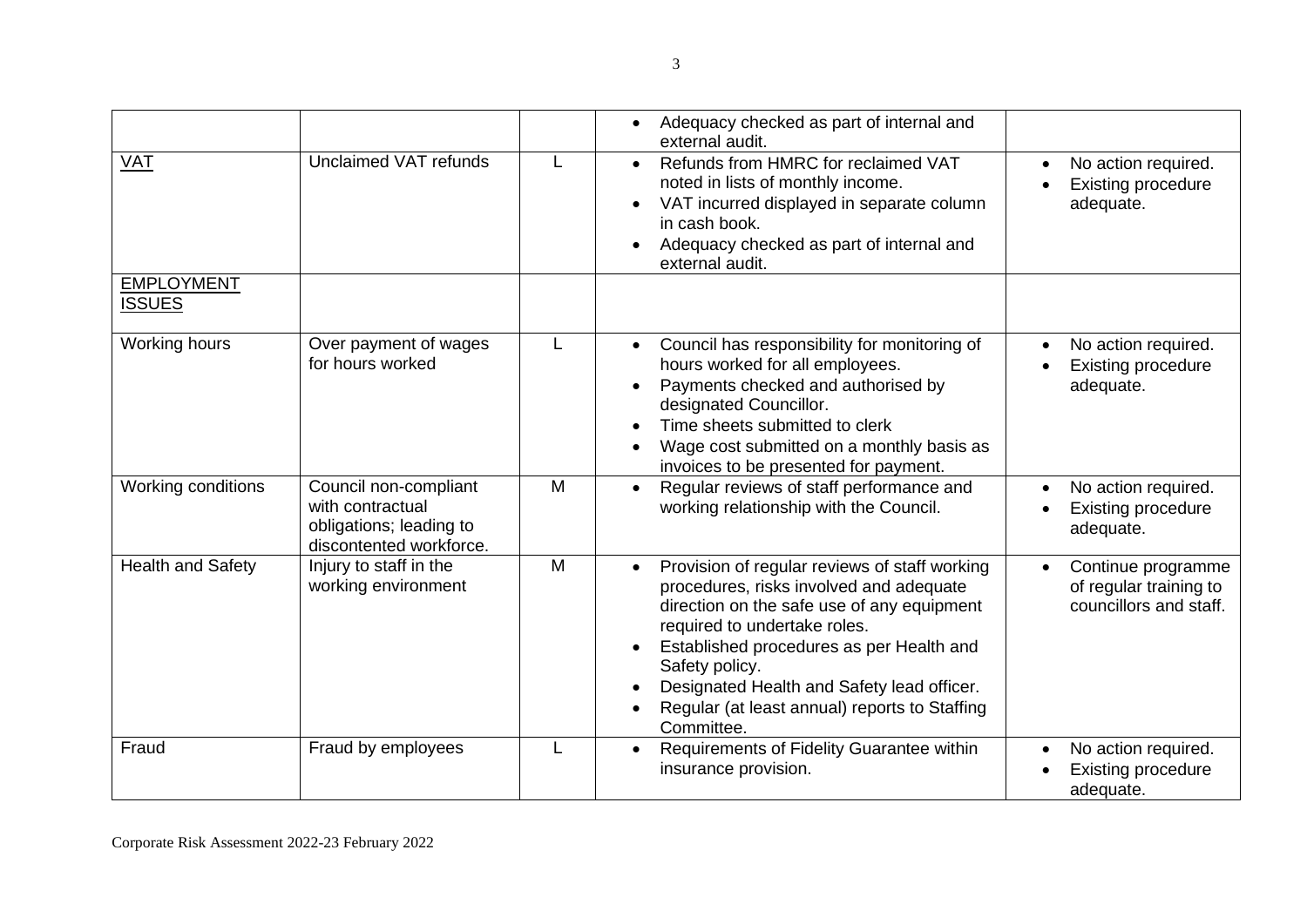| | | | | |
|---|---|---|---|---|
| | | | • Adequacy checked as part of internal and external audit. | |
| <u>VAT</u> | Unclaimed VAT refunds | L | • Refunds from HMRC for reclaimed VAT noted in lists of monthly income.<br>• VAT incurred displayed in separate column in cash book.<br>• Adequacy checked as part of internal and external audit. | • No action required.<br>• Existing procedure adequate. |
| <u>EMPLOYMENT ISSUES</u> | | | | |
| Working hours | Over payment of wages for hours worked | L | • Council has responsibility for monitoring of hours worked for all employees.<br>• Payments checked and authorised by designated Councillor.<br>• Time sheets submitted to clerk<br>• Wage cost submitted on a monthly basis as invoices to be presented for payment. | • No action required.<br>• Existing procedure adequate. |
| Working conditions | Council non-compliant with contractual obligations; leading to discontented workforce. | M | • Regular reviews of staff performance and working relationship with the Council. | • No action required.<br>• Existing procedure adequate. |
| Health and Safety | Injury to staff in the working environment | M | • Provision of regular reviews of staff working procedures, risks involved and adequate direction on the safe use of any equipment required to undertake roles.<br>• Established procedures as per Health and Safety policy.<br>• Designated Health and Safety lead officer.<br>• Regular (at least annual) reports to Staffing Committee. | • Continue programme of regular training to councillors and staff. |
| Fraud | Fraud by employees | L | • Requirements of Fidelity Guarantee within insurance provision. | • No action required.<br>• Existing procedure adequate. |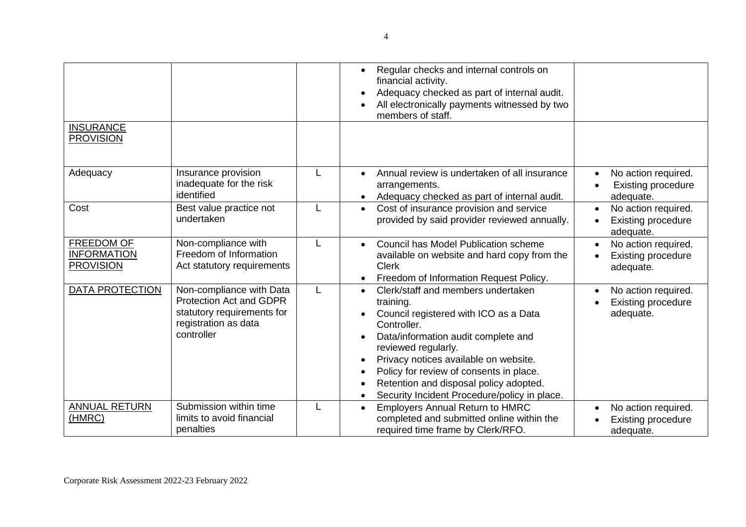| | | | | |
|---|---|---|---|---|
| | | | • Regular checks and internal controls on financial activity.<br>• Adequacy checked as part of internal audit.<br>• All electronically payments witnessed by two members of staff. | |
| INSURANCE PROVISION | | | | |
| Adequacy | Insurance provision inadequate for the risk identified | L | • Annual review is undertaken of all insurance arrangements.<br>• Adequacy checked as part of internal audit. | • No action required.<br>• Existing procedure adequate. |
| Cost | Best value practice not undertaken | L | • Cost of insurance provision and service provided by said provider reviewed annually. | • No action required.<br>• Existing procedure adequate. |
| FREEDOM OF INFORMATION PROVISION | Non-compliance with Freedom of Information Act statutory requirements | L | • Council has Model Publication scheme available on website and hard copy from the Clerk<br>• Freedom of Information Request Policy. | • No action required.<br>• Existing procedure adequate. |
| DATA PROTECTION | Non-compliance with Data Protection Act and GDPR statutory requirements for registration as data controller | L | • Clerk/staff and members undertaken training.<br>• Council registered with ICO as a Data Controller.<br>• Data/information audit complete and reviewed regularly.<br>• Privacy notices available on website.<br>• Policy for review of consents in place.<br>• Retention and disposal policy adopted.<br>• Security Incident Procedure/policy in place. | • No action required.<br>• Existing procedure adequate. |
| ANNUAL RETURN (HMRC) | Submission within time limits to avoid financial penalties | L | • Employers Annual Return to HMRC completed and submitted online within the required time frame by Clerk/RFO. | • No action required.<br>• Existing procedure adequate. |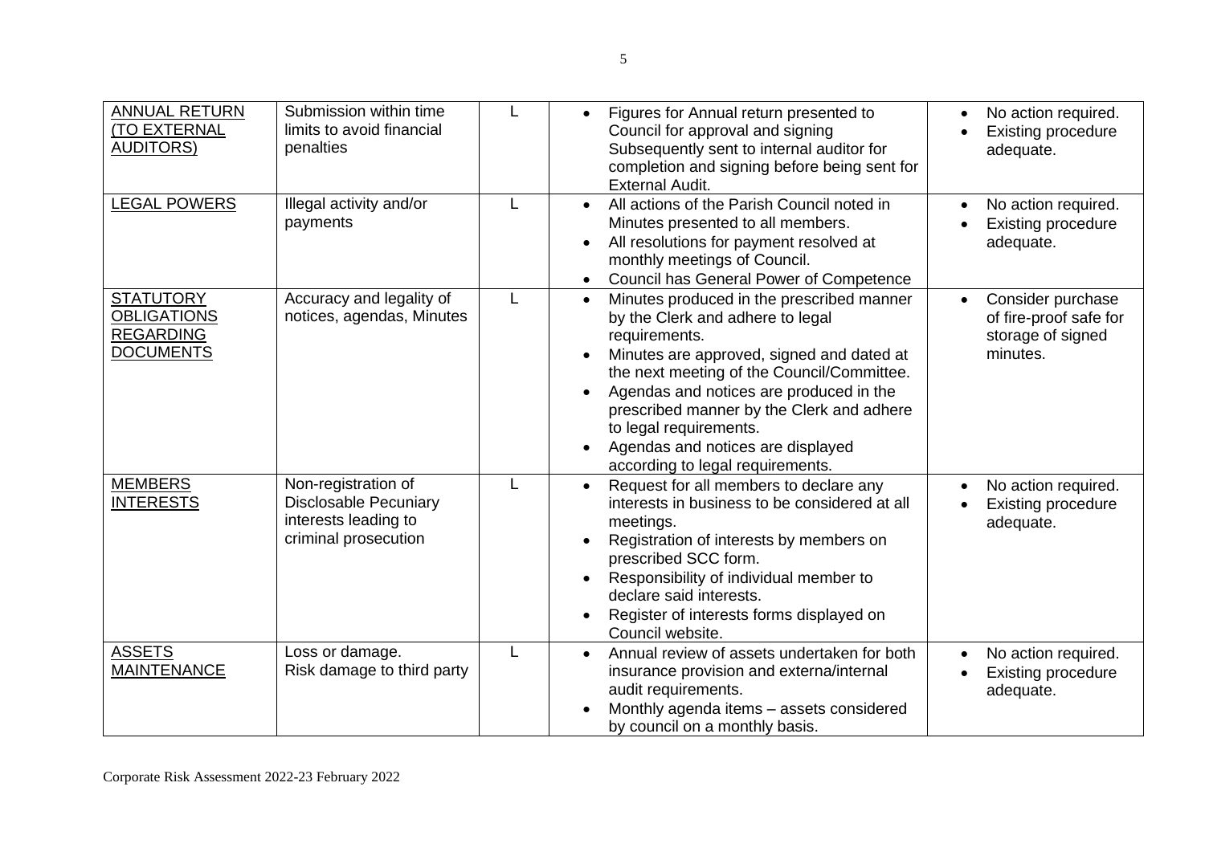| ANNUAL RETURN (TO EXTERNAL AUDITORS) | Submission within time limits to avoid financial penalties | L | • Figures for Annual return presented to Council for approval and signing Subsequently sent to internal auditor for completion and signing before being sent for External Audit. | • No action required.<br>• Existing procedure adequate. |
|---|---|---|---|---|
| LEGAL POWERS | Illegal activity and/or payments | L | • All actions of the Parish Council noted in Minutes presented to all members.<br>• All resolutions for payment resolved at monthly meetings of Council.<br>• Council has General Power of Competence | • No action required.<br>• Existing procedure adequate. |
| STATUTORY OBLIGATIONS REGARDING DOCUMENTS | Accuracy and legality of notices, agendas, Minutes | L | • Minutes produced in the prescribed manner by the Clerk and adhere to legal requirements.<br>• Minutes are approved, signed and dated at the next meeting of the Council/Committee.<br>• Agendas and notices are produced in the prescribed manner by the Clerk and adhere to legal requirements.<br>• Agendas and notices are displayed according to legal requirements. | • Consider purchase of fire-proof safe for storage of signed minutes. |
| MEMBERS INTERESTS | Non-registration of Disclosable Pecuniary interests leading to criminal prosecution | L | • Request for all members to declare any interests in business to be considered at all meetings.<br>• Registration of interests by members on prescribed SCC form.<br>• Responsibility of individual member to declare said interests.<br>• Register of interests forms displayed on Council website. | • No action required.<br>• Existing procedure adequate. |
| ASSETS MAINTENANCE | Loss or damage.<br>Risk damage to third party | L | • Annual review of assets undertaken for both insurance provision and externa/internal audit requirements.<br>• Monthly agenda items – assets considered by council on a monthly basis. | • No action required.<br>• Existing procedure adequate. |

Corporate Risk Assessment 2022-23 February 2022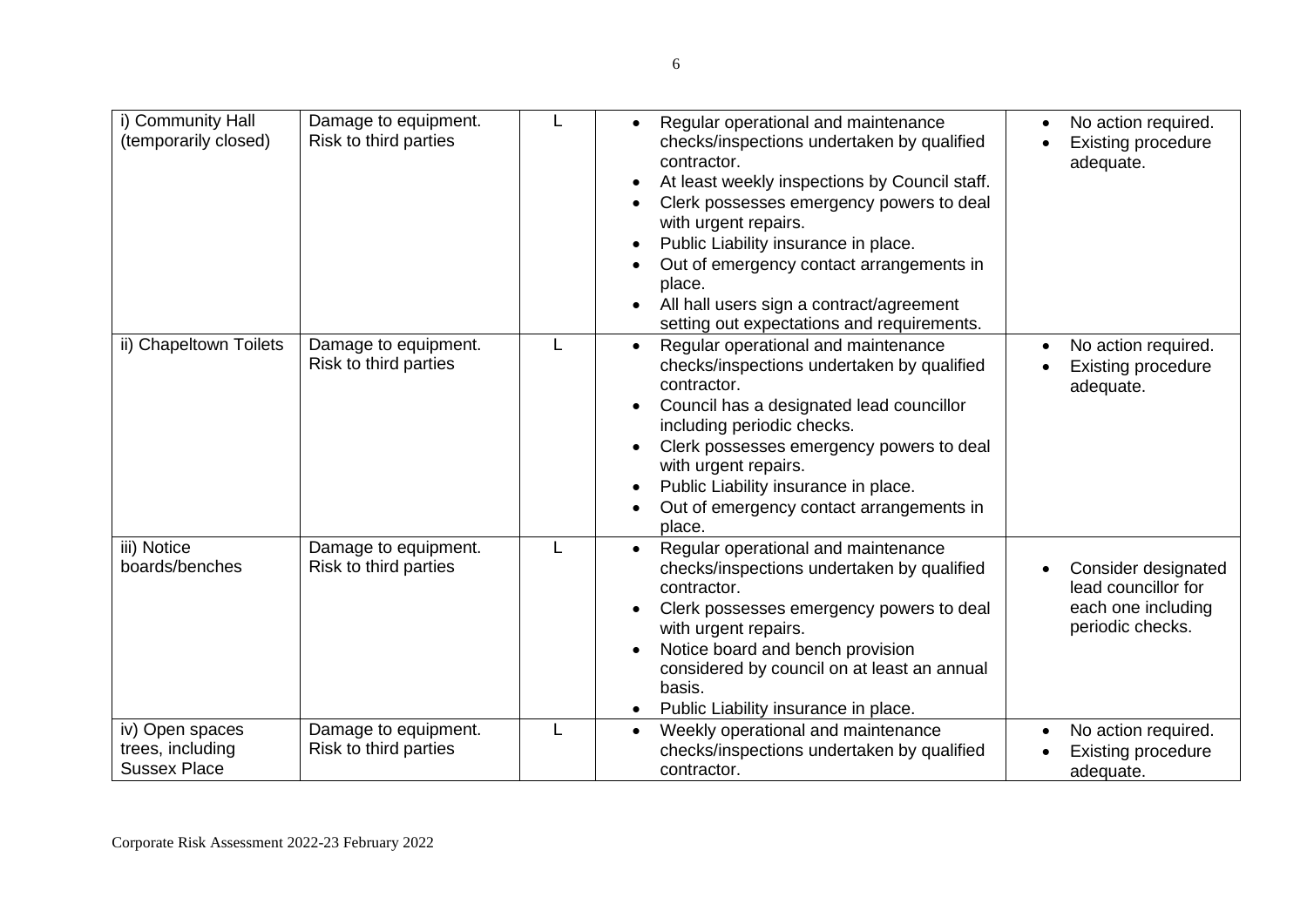| i) Community Hall (temporarily closed) | Damage to equipment. Risk to third parties | L | • Regular operational and maintenance checks/inspections undertaken by qualified contractor.<br>• At least weekly inspections by Council staff.<br>• Clerk possesses emergency powers to deal with urgent repairs.<br>• Public Liability insurance in place.<br>• Out of emergency contact arrangements in place.<br>• All hall users sign a contract/agreement setting out expectations and requirements. | • No action required.<br>• Existing procedure adequate. |
|---|---|---|---|---|
| ii) Chapeltown Toilets | Damage to equipment. Risk to third parties | L | • Regular operational and maintenance checks/inspections undertaken by qualified contractor.<br>• Council has a designated lead councillor including periodic checks.<br>• Clerk possesses emergency powers to deal with urgent repairs.<br>• Public Liability insurance in place.<br>• Out of emergency contact arrangements in place. | • No action required.<br>• Existing procedure adequate. |
| iii) Notice boards/benches | Damage to equipment. Risk to third parties | L | • Regular operational and maintenance checks/inspections undertaken by qualified contractor.<br>• Clerk possesses emergency powers to deal with urgent repairs.<br>• Notice board and bench provision considered by council on at least an annual basis.<br>• Public Liability insurance in place. | • Consider designated lead councillor for each one including periodic checks. |
| iv) Open spaces trees, including Sussex Place | Damage to equipment. Risk to third parties | L | • Weekly operational and maintenance checks/inspections undertaken by qualified contractor. | • No action required.<br>• Existing procedure adequate. |

Corporate Risk Assessment 2022-23 February 2022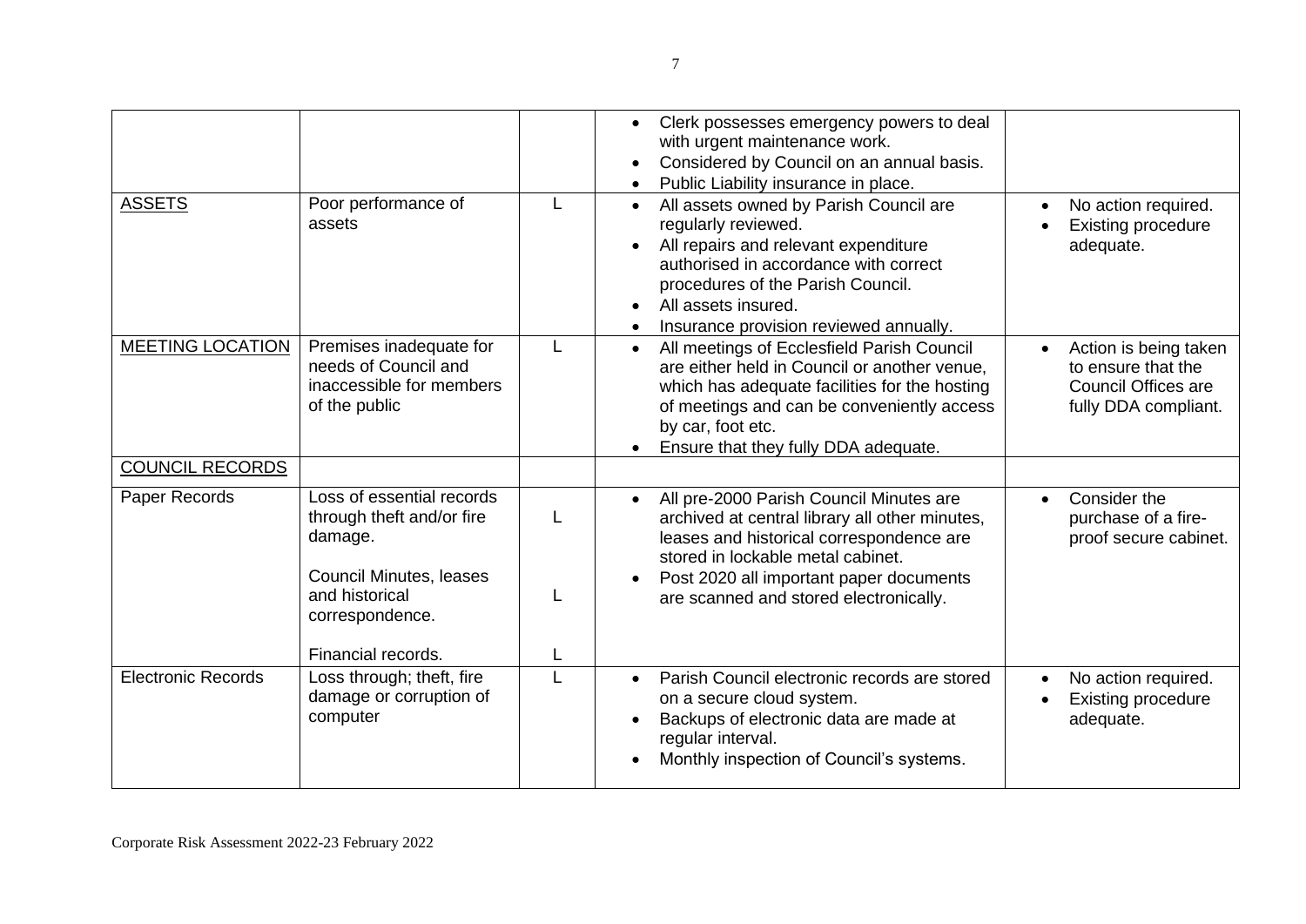| | | | | |
|---|---|---|---|---|
| | | | • Clerk possesses emergency powers to deal with urgent maintenance work.<br>• Considered by Council on an annual basis.<br>• Public Liability insurance in place. | |
| <u>ASSETS</u> | Poor performance of assets | L | • All assets owned by Parish Council are regularly reviewed.<br>• All repairs and relevant expenditure authorised in accordance with correct procedures of the Parish Council.<br>• All assets insured.<br>• Insurance provision reviewed annually. | • No action required.<br>• Existing procedure adequate. |
| <u>MEETING LOCATION</u> | Premises inadequate for needs of Council and inaccessible for members of the public | L | • All meetings of Ecclesfield Parish Council are either held in Council or another venue, which has adequate facilities for the hosting of meetings and can be conveniently access by car, foot etc.<br>• Ensure that they fully DDA adequate. | • Action is being taken to ensure that the Council Offices are fully DDA compliant. |
| <u>COUNCIL RECORDS</u> | | | | |
| Paper Records | Loss of essential records through theft and/or fire damage.<br><br>Council Minutes, leases and historical correspondence.<br><br>Financial records. | L<br><br>L<br><br>L | • All pre-2000 Parish Council Minutes are archived at central library all other minutes, leases and historical correspondence are stored in lockable metal cabinet.<br>• Post 2020 all important paper documents are scanned and stored electronically. | • Consider the purchase of a fire-proof secure cabinet. |
| Electronic Records | Loss through; theft, fire damage or corruption of computer | L | • Parish Council electronic records are stored on a secure cloud system.<br>• Backups of electronic data are made at regular interval.<br>• Monthly inspection of Council's systems. | • No action required.<br>• Existing procedure adequate. |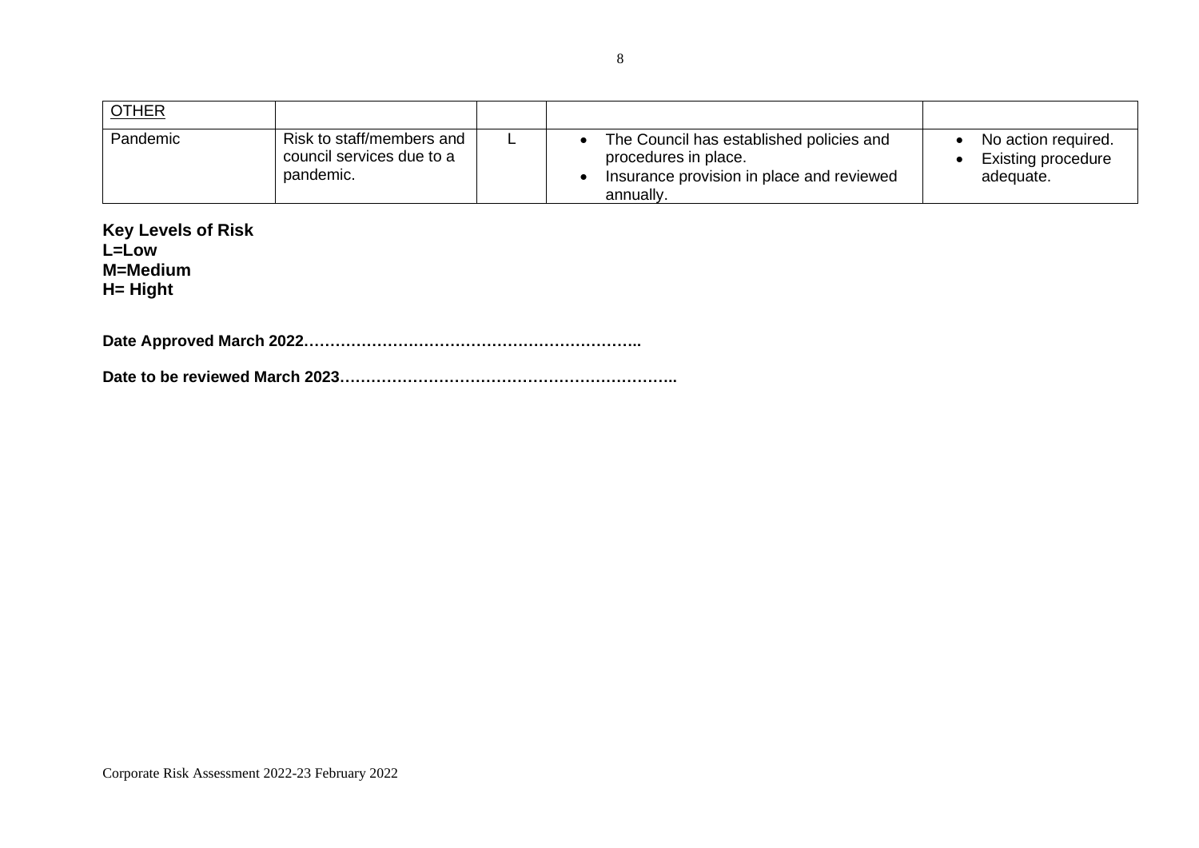| | | | | |
|---|---|---|---|---|
| OTHER | | | | |
| Pandemic | Risk to staff/members and council services due to a pandemic. | L | • The Council has established policies and procedures in place.<br>• Insurance provision in place and reviewed annually. | • No action required.<br>• Existing procedure adequate. |

**Key Levels of Risk**
**L=Low**
**M=Medium**
**H= Hight**

**Date Approved March 2022………………………………………………………..**

**Date to be reviewed March 2023………………………………………………………..**

Corporate Risk Assessment 2022-23 February 2022